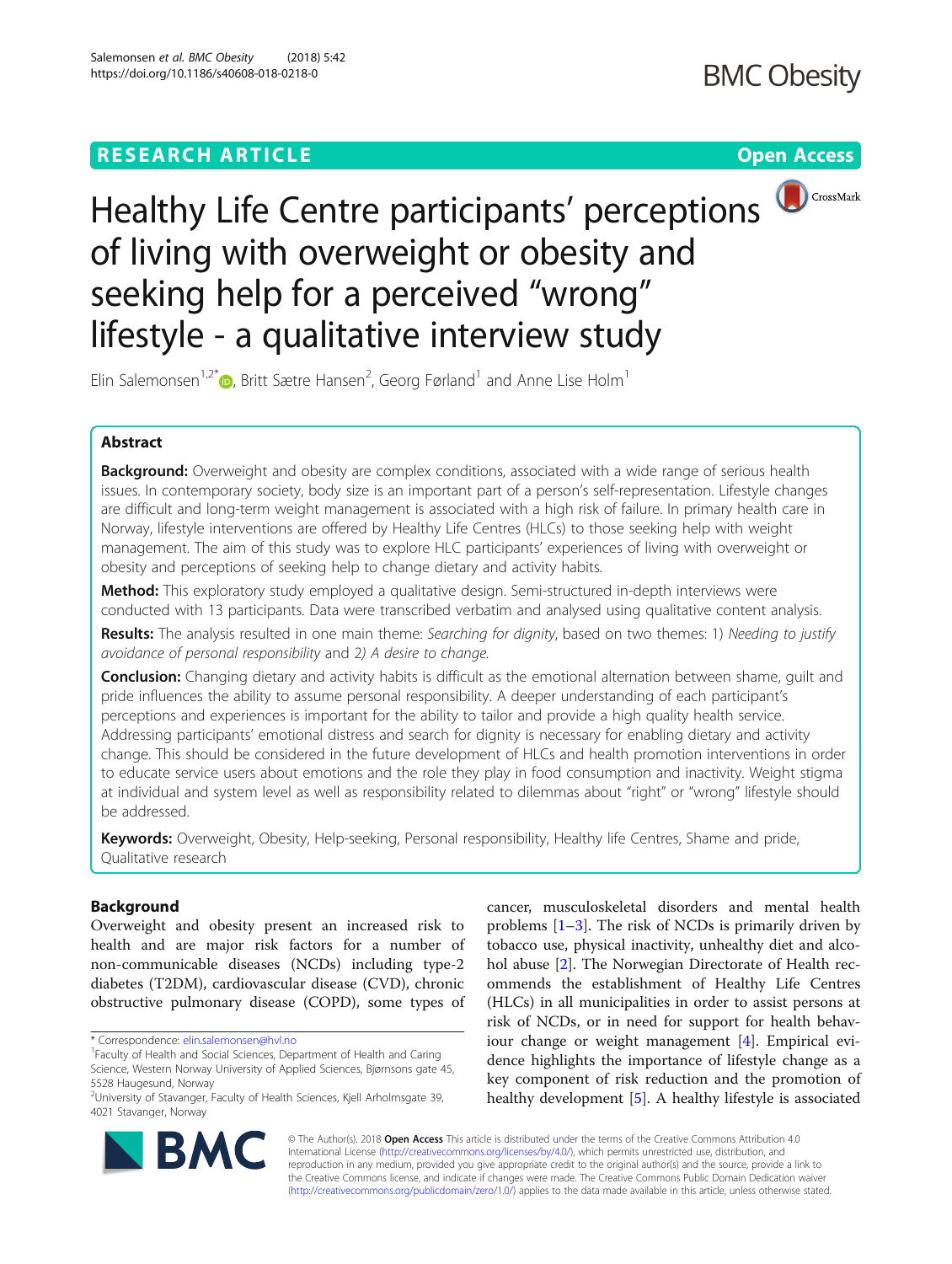RESEARCH ARTICLE

Open Access

# Healthy Life Centre participants' perceptions of living with overweight or obesity and seeking help for a perceived "wrong" lifestyle - a qualitative interview study

Elin Salemonsen[1,2*], Britt Sætre Hansen[2], Georg Førland[1] and Anne Lise Holm[1]

## Abstract

**Background:** Overweight and obesity are complex conditions, associated with a wide range of serious health issues. In contemporary society, body size is an important part of a person's self-representation. Lifestyle changes are difficult and long-term weight management is associated with a high risk of failure. In primary health care in Norway, lifestyle interventions are offered by Healthy Life Centres (HLCs) to those seeking help with weight management. The aim of this study was to explore HLC participants' experiences of living with overweight or obesity and perceptions of seeking help to change dietary and activity habits.

**Method:** This exploratory study employed a qualitative design. Semi-structured in-depth interviews were conducted with 13 participants. Data were transcribed verbatim and analysed using qualitative content analysis.

**Results:** The analysis resulted in one main theme: *Searching for dignity*, based on two themes: 1) *Needing to justify avoidance of personal responsibility* and 2) *A desire to change*.

**Conclusion:** Changing dietary and activity habits is difficult as the emotional alternation between shame, guilt and pride influences the ability to assume personal responsibility. A deeper understanding of each participant's perceptions and experiences is important for the ability to tailor and provide a high quality health service. Addressing participants' emotional distress and search for dignity is necessary for enabling dietary and activity change. This should be considered in the future development of HLCs and health promotion interventions in order to educate service users about emotions and the role they play in food consumption and inactivity. Weight stigma at individual and system level as well as responsibility related to dilemmas about "right" or "wrong" lifestyle should be addressed.

**Keywords:** Overweight, Obesity, Help-seeking, Personal responsibility, Healthy life Centres, Shame and pride, Qualitative research

## Background

Overweight and obesity present an increased risk to health and are major risk factors for a number of non-communicable diseases (NCDs) including type-2 diabetes (T2DM), cardiovascular disease (CVD), chronic obstructive pulmonary disease (COPD), some types of cancer, musculoskeletal disorders and mental health problems [1–3]. The risk of NCDs is primarily driven by tobacco use, physical inactivity, unhealthy diet and alcohol abuse [2]. The Norwegian Directorate of Health recommends the establishment of Healthy Life Centres (HLCs) in all municipalities in order to assist persons at risk of NCDs, or in need for support for health behaviour change or weight management [4]. Empirical evidence highlights the importance of lifestyle change as a key component of risk reduction and the promotion of healthy development [5]. A healthy lifestyle is associated

\* Correspondence: elin.salemonsen@hvl.no
[1]Faculty of Health and Social Sciences, Department of Health and Caring Science, Western Norway University of Applied Sciences, Bjørnsons gate 45, 5528 Haugesund, Norway
[2]University of Stavanger, Faculty of Health Sciences, Kjell Arholmsgate 39, 4021 Stavanger, Norway

© The Author(s). 2018 **Open Access** This article is distributed under the terms of the Creative Commons Attribution 4.0 International License (http://creativecommons.org/licenses/by/4.0/), which permits unrestricted use, distribution, and reproduction in any medium, provided you give appropriate credit to the original author(s) and the source, provide a link to the Creative Commons license, and indicate if changes were made. The Creative Commons Public Domain Dedication waiver (http://creativecommons.org/publicdomain/zero/1.0/) applies to the data made available in this article, unless otherwise stated.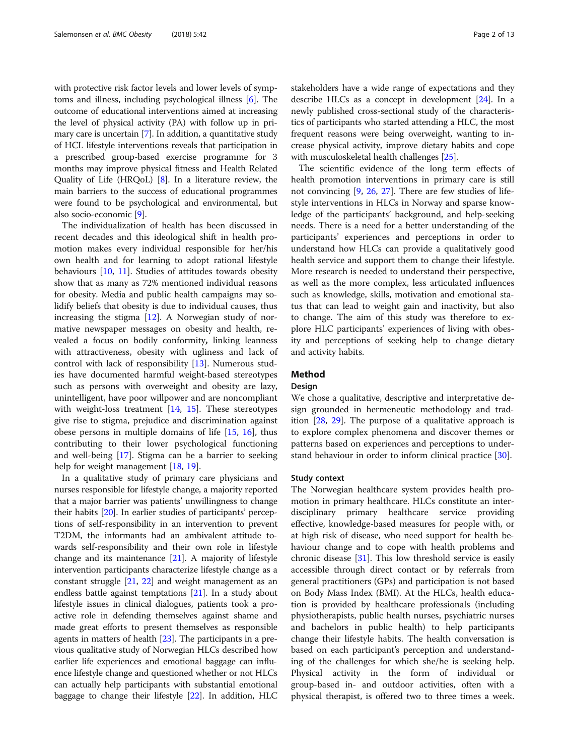with protective risk factor levels and lower levels of symptoms and illness, including psychological illness [6]. The outcome of educational interventions aimed at increasing the level of physical activity (PA) with follow up in primary care is uncertain [7]. In addition, a quantitative study of HCL lifestyle interventions reveals that participation in a prescribed group-based exercise programme for 3 months may improve physical fitness and Health Related Quality of Life (HRQoL) [8]. In a literature review, the main barriers to the success of educational programmes were found to be psychological and environmental, but also socio-economic [9].

The individualization of health has been discussed in recent decades and this ideological shift in health promotion makes every individual responsible for her/his own health and for learning to adopt rational lifestyle behaviours [10, 11]. Studies of attitudes towards obesity show that as many as 72% mentioned individual reasons for obesity. Media and public health campaigns may solidify beliefs that obesity is due to individual causes, thus increasing the stigma [12]. A Norwegian study of normative newspaper messages on obesity and health, revealed a focus on bodily conformity**,** linking leanness with attractiveness, obesity with ugliness and lack of control with lack of responsibility [13]. Numerous studies have documented harmful weight-based stereotypes such as persons with overweight and obesity are lazy, unintelligent, have poor willpower and are noncompliant with weight-loss treatment [14, 15]. These stereotypes give rise to stigma, prejudice and discrimination against obese persons in multiple domains of life [15, 16], thus contributing to their lower psychological functioning and well-being [17]. Stigma can be a barrier to seeking help for weight management [18, 19].

In a qualitative study of primary care physicians and nurses responsible for lifestyle change, a majority reported that a major barrier was patients' unwillingness to change their habits [20]. In earlier studies of participants' perceptions of self-responsibility in an intervention to prevent T2DM, the informants had an ambivalent attitude towards self-responsibility and their own role in lifestyle change and its maintenance [21]. A majority of lifestyle intervention participants characterize lifestyle change as a constant struggle [21, 22] and weight management as an endless battle against temptations [21]. In a study about lifestyle issues in clinical dialogues, patients took a proactive role in defending themselves against shame and made great efforts to present themselves as responsible agents in matters of health [23]. The participants in a previous qualitative study of Norwegian HLCs described how earlier life experiences and emotional baggage can influence lifestyle change and questioned whether or not HLCs can actually help participants with substantial emotional baggage to change their lifestyle [22]. In addition, HLC stakeholders have a wide range of expectations and they describe HLCs as a concept in development [24]. In a newly published cross-sectional study of the characteristics of participants who started attending a HLC, the most frequent reasons were being overweight, wanting to increase physical activity, improve dietary habits and cope with musculoskeletal health challenges [25].

The scientific evidence of the long term effects of health promotion interventions in primary care is still not convincing [9, 26, 27]. There are few studies of lifestyle interventions in HLCs in Norway and sparse knowledge of the participants' background, and help-seeking needs. There is a need for a better understanding of the participants' experiences and perceptions in order to understand how HLCs can provide a qualitatively good health service and support them to change their lifestyle. More research is needed to understand their perspective, as well as the more complex, less articulated influences such as knowledge, skills, motivation and emotional status that can lead to weight gain and inactivity, but also to change. The aim of this study was therefore to explore HLC participants' experiences of living with obesity and perceptions of seeking help to change dietary and activity habits.

## Method

### Design

We chose a qualitative, descriptive and interpretative design grounded in hermeneutic methodology and tradition [28, 29]. The purpose of a qualitative approach is to explore complex phenomena and discover themes or patterns based on experiences and perceptions to understand behaviour in order to inform clinical practice [30].

### Study context

The Norwegian healthcare system provides health promotion in primary healthcare. HLCs constitute an interdisciplinary primary healthcare service providing effective, knowledge-based measures for people with, or at high risk of disease, who need support for health behaviour change and to cope with health problems and chronic disease [31]. This low threshold service is easily accessible through direct contact or by referrals from general practitioners (GPs) and participation is not based on Body Mass Index (BMI). At the HLCs, health education is provided by healthcare professionals (including physiotherapists, public health nurses, psychiatric nurses and bachelors in public health) to help participants change their lifestyle habits. The health conversation is based on each participant's perception and understanding of the challenges for which she/he is seeking help. Physical activity in the form of individual or group-based in- and outdoor activities, often with a physical therapist, is offered two to three times a week.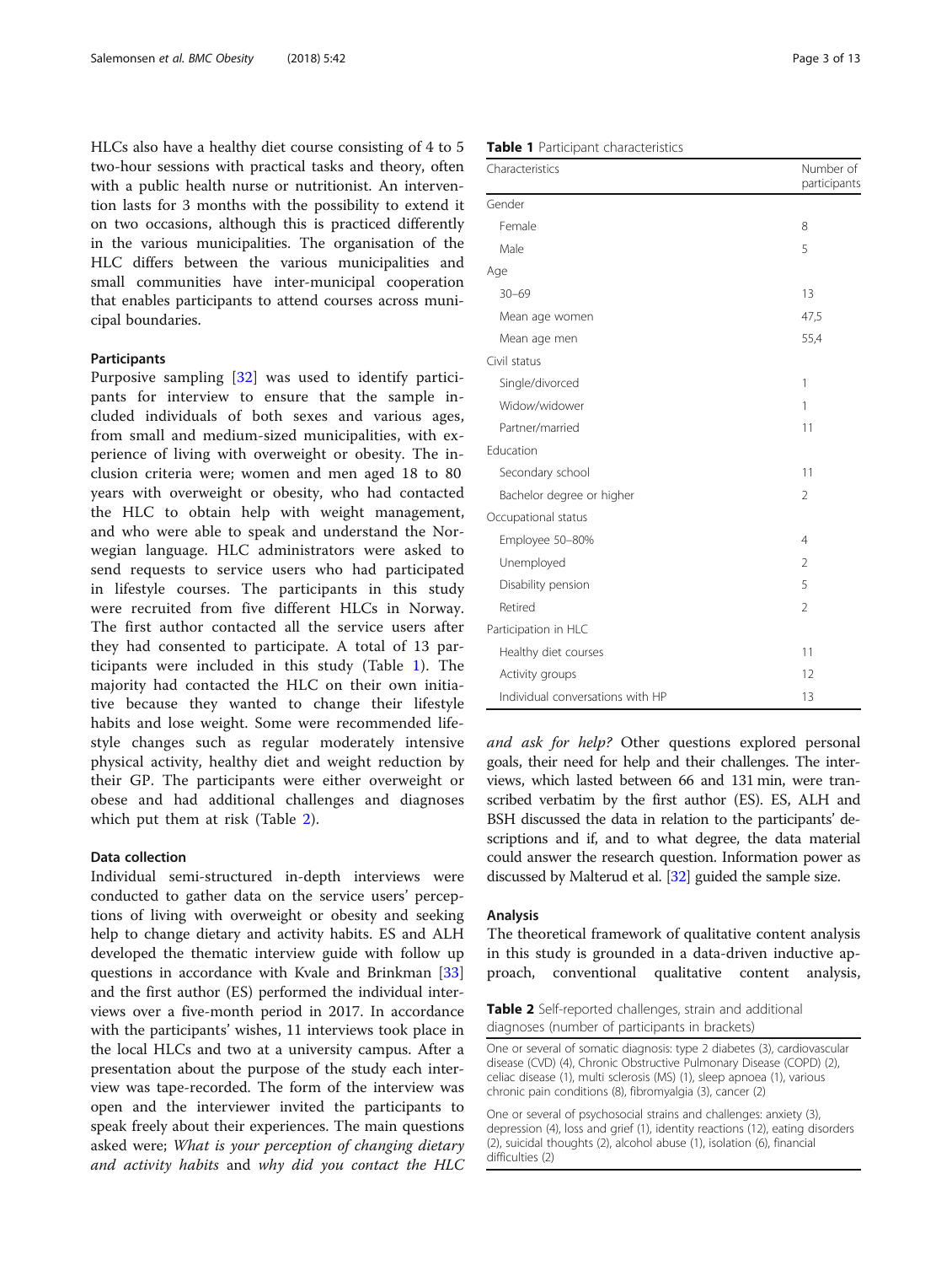HLCs also have a healthy diet course consisting of 4 to 5 two-hour sessions with practical tasks and theory, often with a public health nurse or nutritionist. An intervention lasts for 3 months with the possibility to extend it on two occasions, although this is practiced differently in the various municipalities. The organisation of the HLC differs between the various municipalities and small communities have inter-municipal cooperation that enables participants to attend courses across municipal boundaries.

### Participants

Purposive sampling [32] was used to identify participants for interview to ensure that the sample included individuals of both sexes and various ages, from small and medium-sized municipalities, with experience of living with overweight or obesity. The inclusion criteria were; women and men aged 18 to 80 years with overweight or obesity, who had contacted the HLC to obtain help with weight management, and who were able to speak and understand the Norwegian language. HLC administrators were asked to send requests to service users who had participated in lifestyle courses. The participants in this study were recruited from five different HLCs in Norway. The first author contacted all the service users after they had consented to participate. A total of 13 participants were included in this study (Table 1). The majority had contacted the HLC on their own initiative because they wanted to change their lifestyle habits and lose weight. Some were recommended lifestyle changes such as regular moderately intensive physical activity, healthy diet and weight reduction by their GP. The participants were either overweight or obese and had additional challenges and diagnoses which put them at risk (Table 2).

### Data collection

Individual semi-structured in-depth interviews were conducted to gather data on the service users' perceptions of living with overweight or obesity and seeking help to change dietary and activity habits. ES and ALH developed the thematic interview guide with follow up questions in accordance with Kvale and Brinkman [33] and the first author (ES) performed the individual interviews over a five-month period in 2017. In accordance with the participants' wishes, 11 interviews took place in the local HLCs and two at a university campus. After a presentation about the purpose of the study each interview was tape-recorded. The form of the interview was open and the interviewer invited the participants to speak freely about their experiences. The main questions asked were; *What is your perception of changing dietary and activity habits* and *why did you contact the HLC and ask for help?* Other questions explored personal goals, their need for help and their challenges. The interviews, which lasted between 66 and 131 min, were transcribed verbatim by the first author (ES). ES, ALH and BSH discussed the data in relation to the participants' descriptions and if, and to what degree, the data material could answer the research question. Information power as discussed by Malterud et al. [32] guided the sample size.

**Table 1** Participant characteristics

| Characteristics | Number of participants |
|---|---|
| Gender | |
| Female | 8 |
| Male | 5 |
| Age | |
| 30–69 | 13 |
| Mean age women | 47,5 |
| Mean age men | 55,4 |
| Civil status | |
| Single/divorced | 1 |
| Widow/widower | 1 |
| Partner/married | 11 |
| Education | |
| Secondary school | 11 |
| Bachelor degree or higher | 2 |
| Occupational status | |
| Employee 50–80% | 4 |
| Unemployed | 2 |
| Disability pension | 5 |
| Retired | 2 |
| Participation in HLC | |
| Healthy diet courses | 11 |
| Activity groups | 12 |
| Individual conversations with HP | 13 |

### Analysis

The theoretical framework of qualitative content analysis in this study is grounded in a data-driven inductive approach, conventional qualitative content analysis,

**Table 2** Self-reported challenges, strain and additional diagnoses (number of participants in brackets)

| |
|---|
| One or several of somatic diagnosis: type 2 diabetes (3), cardiovascular disease (CVD) (4), Chronic Obstructive Pulmonary Disease (COPD) (2), celiac disease (1), multi sclerosis (MS) (1), sleep apnoea (1), various chronic pain conditions (8), fibromyalgia (3), cancer (2) |
| One or several of psychosocial strains and challenges: anxiety (3), depression (4), loss and grief (1), identity reactions (12), eating disorders (2), suicidal thoughts (2), alcohol abuse (1), isolation (6), financial difficulties (2) |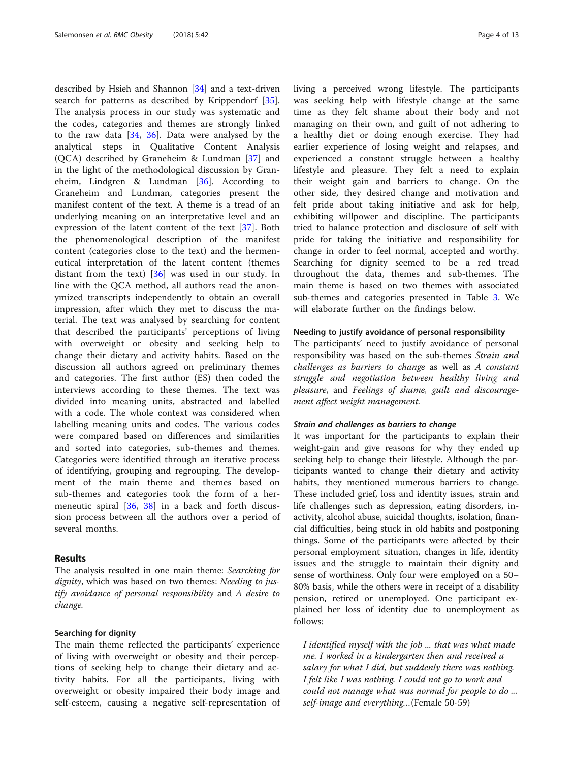described by Hsieh and Shannon [34] and a text-driven search for patterns as described by Krippendorf [35]. The analysis process in our study was systematic and the codes, categories and themes are strongly linked to the raw data [34, 36]. Data were analysed by the analytical steps in Qualitative Content Analysis (QCA) described by Graneheim & Lundman [37] and in the light of the methodological discussion by Graneheim, Lindgren & Lundman [36]. According to Graneheim and Lundman, categories present the manifest content of the text. A theme is a tread of an underlying meaning on an interpretative level and an expression of the latent content of the text [37]. Both the phenomenological description of the manifest content (categories close to the text) and the hermeneutical interpretation of the latent content (themes distant from the text) [36] was used in our study. In line with the QCA method, all authors read the anonymized transcripts independently to obtain an overall impression, after which they met to discuss the material. The text was analysed by searching for content that described the participants' perceptions of living with overweight or obesity and seeking help to change their dietary and activity habits. Based on the discussion all authors agreed on preliminary themes and categories. The first author (ES) then coded the interviews according to these themes. The text was divided into meaning units, abstracted and labelled with a code. The whole context was considered when labelling meaning units and codes. The various codes were compared based on differences and similarities and sorted into categories, sub-themes and themes. Categories were identified through an iterative process of identifying, grouping and regrouping. The development of the main theme and themes based on sub-themes and categories took the form of a hermeneutic spiral [36, 38] in a back and forth discussion process between all the authors over a period of several months.

## Results

The analysis resulted in one main theme: *Searching for dignity*, which was based on two themes: *Needing to justify avoidance of personal responsibility* and *A desire to change*.

### Searching for dignity

The main theme reflected the participants' experience of living with overweight or obesity and their perceptions of seeking help to change their dietary and activity habits. For all the participants, living with overweight or obesity impaired their body image and self-esteem, causing a negative self-representation of living a perceived wrong lifestyle. The participants was seeking help with lifestyle change at the same time as they felt shame about their body and not managing on their own, and guilt of not adhering to a healthy diet or doing enough exercise. They had earlier experience of losing weight and relapses, and experienced a constant struggle between a healthy lifestyle and pleasure. They felt a need to explain their weight gain and barriers to change. On the other side, they desired change and motivation and felt pride about taking initiative and ask for help, exhibiting willpower and discipline. The participants tried to balance protection and disclosure of self with pride for taking the initiative and responsibility for change in order to feel normal, accepted and worthy. Searching for dignity seemed to be a red tread throughout the data, themes and sub-themes. The main theme is based on two themes with associated sub-themes and categories presented in Table 3. We will elaborate further on the findings below.

### Needing to justify avoidance of personal responsibility

The participants' need to justify avoidance of personal responsibility was based on the sub-themes *Strain and challenges as barriers to change* as well as *A constant struggle and negotiation between healthy living and pleasure*, and *Feelings of shame, guilt and discouragement affect weight management.*

#### Strain and challenges as barriers to change

It was important for the participants to explain their weight-gain and give reasons for why they ended up seeking help to change their lifestyle. Although the participants wanted to change their dietary and activity habits, they mentioned numerous barriers to change. These included grief, loss and identity issues, strain and life challenges such as depression, eating disorders, inactivity, alcohol abuse, suicidal thoughts, isolation, financial difficulties, being stuck in old habits and postponing things. Some of the participants were affected by their personal employment situation, changes in life, identity issues and the struggle to maintain their dignity and sense of worthiness. Only four were employed on a 50–80% basis, while the others were in receipt of a disability pension, retired or unemployed. One participant explained her loss of identity due to unemployment as follows:

> *I identified myself with the job ... that was what made me. I worked in a kindergarten then and received a salary for what I did, but suddenly there was nothing. I felt like I was nothing. I could not go to work and could not manage what was normal for people to do ... self-image and everything…*(Female 50-59)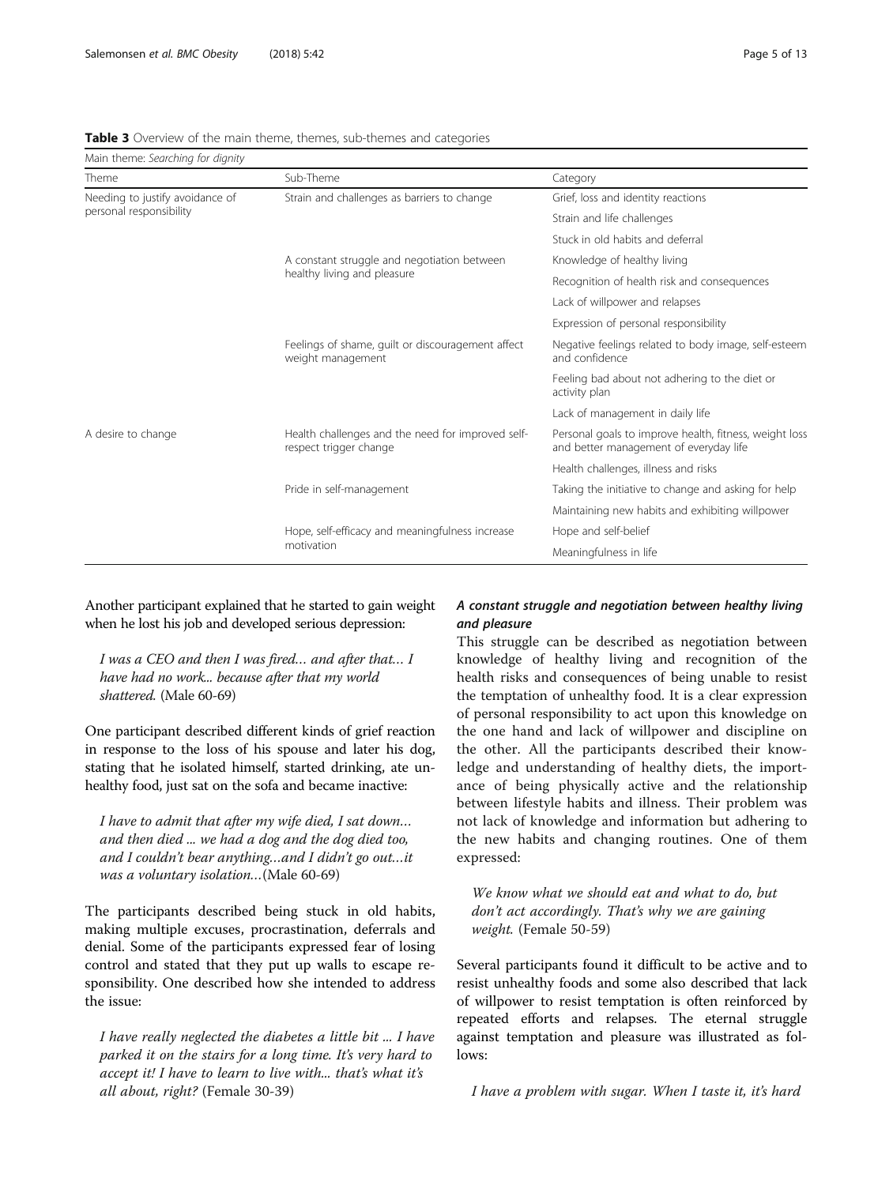**Table 3** Overview of the main theme, themes, sub-themes and categories

| Main theme: *Searching for dignity* | | |
|---|---|---|
| Theme | Sub-Theme | Category |
| Needing to justify avoidance of personal responsibility | Strain and challenges as barriers to change | Grief, loss and identity reactions |
| | | Strain and life challenges |
| | | Stuck in old habits and deferral |
| | A constant struggle and negotiation between healthy living and pleasure | Knowledge of healthy living |
| | | Recognition of health risk and consequences |
| | | Lack of willpower and relapses |
| | | Expression of personal responsibility |
| | Feelings of shame, guilt or discouragement affect weight management | Negative feelings related to body image, self-esteem and confidence |
| | | Feeling bad about not adhering to the diet or activity plan |
| | | Lack of management in daily life |
| A desire to change | Health challenges and the need for improved self-respect trigger change | Personal goals to improve health, fitness, weight loss and better management of everyday life |
| | | Health challenges, illness and risks |
| | Pride in self-management | Taking the initiative to change and asking for help |
| | | Maintaining new habits and exhibiting willpower |
| | Hope, self-efficacy and meaningfulness increase motivation | Hope and self-belief |
| | | Meaningfulness in life |

Another participant explained that he started to gain weight when he lost his job and developed serious depression:

> *I was a CEO and then I was fired… and after that… I have had no work... because after that my world shattered.* (Male 60-69)

One participant described different kinds of grief reaction in response to the loss of his spouse and later his dog, stating that he isolated himself, started drinking, ate unhealthy food, just sat on the sofa and became inactive:

> *I have to admit that after my wife died, I sat down… and then died ... we had a dog and the dog died too, and I couldn't bear anything…and I didn't go out…it was a voluntary isolation…*(Male 60-69)

The participants described being stuck in old habits, making multiple excuses, procrastination, deferrals and denial. Some of the participants expressed fear of losing control and stated that they put up walls to escape responsibility. One described how she intended to address the issue:

> *I have really neglected the diabetes a little bit ... I have parked it on the stairs for a long time. It's very hard to accept it! I have to learn to live with... that's what it's all about, right?* (Female 30-39)

### *A constant struggle and negotiation between healthy living and pleasure*

This struggle can be described as negotiation between knowledge of healthy living and recognition of the health risks and consequences of being unable to resist the temptation of unhealthy food. It is a clear expression of personal responsibility to act upon this knowledge on the one hand and lack of willpower and discipline on the other. All the participants described their knowledge and understanding of healthy diets, the importance of being physically active and the relationship between lifestyle habits and illness. Their problem was not lack of knowledge and information but adhering to the new habits and changing routines. One of them expressed:

> *We know what we should eat and what to do, but don't act accordingly. That's why we are gaining weight.* (Female 50-59)

Several participants found it difficult to be active and to resist unhealthy foods and some also described that lack of willpower to resist temptation is often reinforced by repeated efforts and relapses. The eternal struggle against temptation and pleasure was illustrated as follows:

> *I have a problem with sugar. When I taste it, it's hard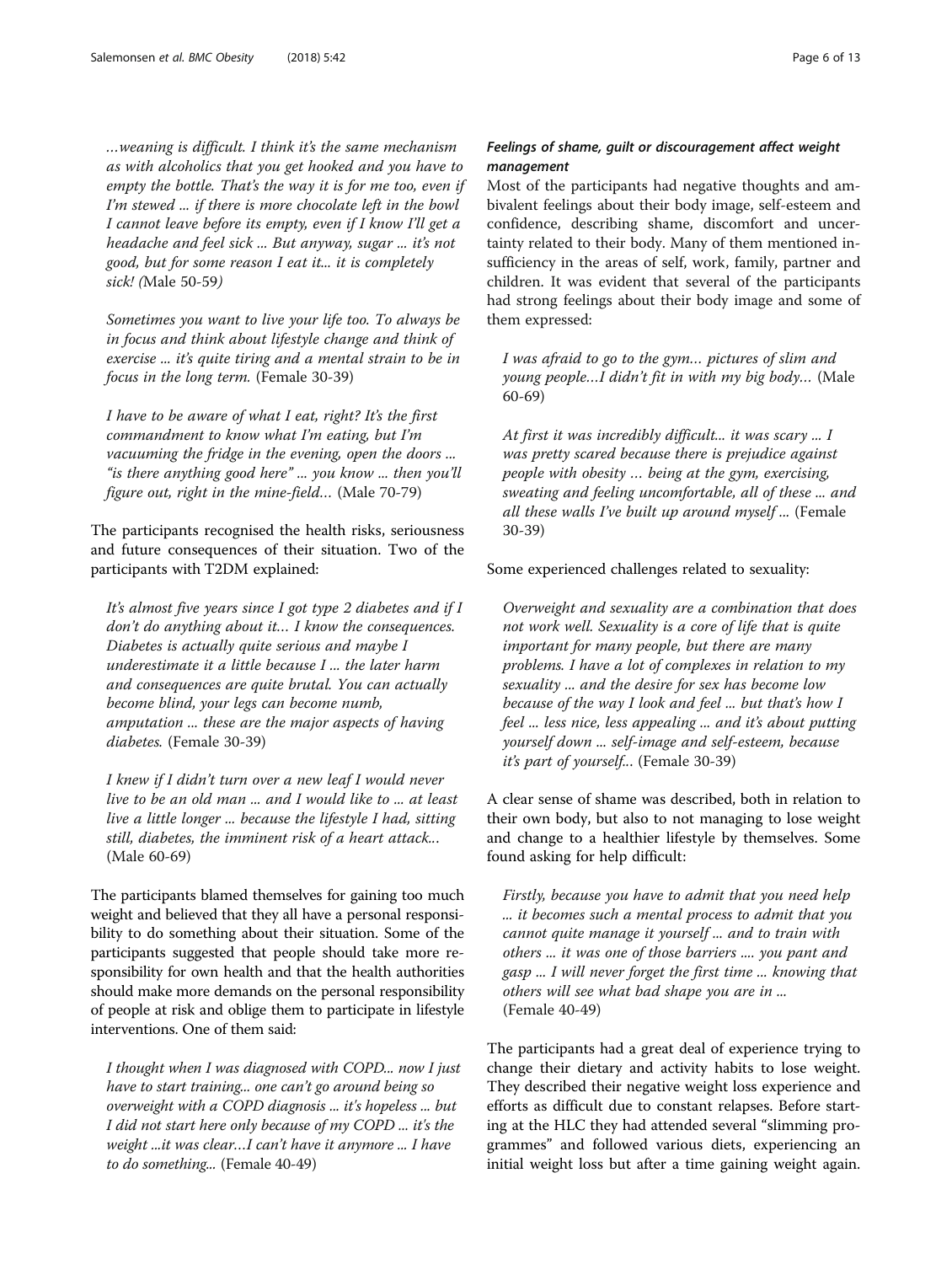*…weaning is difficult. I think it's the same mechanism as with alcoholics that you get hooked and you have to empty the bottle. That's the way it is for me too, even if I'm stewed ... if there is more chocolate left in the bowl I cannot leave before its empty, even if I know I'll get a headache and feel sick ... But anyway, sugar ... it's not good, but for some reason I eat it... it is completely sick! (*Male 50-59*)*

*Sometimes you want to live your life too. To always be in focus and think about lifestyle change and think of exercise ... it's quite tiring and a mental strain to be in focus in the long term.* (Female 30-39)

*I have to be aware of what I eat, right? It's the first commandment to know what I'm eating, but I'm vacuuming the fridge in the evening, open the doors ... "is there anything good here" ... you know ... then you'll figure out, right in the mine-field…* (Male 70-79)

The participants recognised the health risks, seriousness and future consequences of their situation. Two of the participants with T2DM explained:

*It's almost five years since I got type 2 diabetes and if I don't do anything about it… I know the consequences. Diabetes is actually quite serious and maybe I underestimate it a little because I ... the later harm and consequences are quite brutal. You can actually become blind, your legs can become numb, amputation ... these are the major aspects of having diabetes.* (Female 30-39)

*I knew if I didn't turn over a new leaf I would never live to be an old man ... and I would like to ... at least live a little longer ... because the lifestyle I had, sitting still, diabetes, the imminent risk of a heart attack…* (Male 60-69)

The participants blamed themselves for gaining too much weight and believed that they all have a personal responsibility to do something about their situation. Some of the participants suggested that people should take more responsibility for own health and that the health authorities should make more demands on the personal responsibility of people at risk and oblige them to participate in lifestyle interventions. One of them said:

*I thought when I was diagnosed with COPD... now I just have to start training... one can't go around being so overweight with a COPD diagnosis ... it's hopeless ... but I did not start here only because of my COPD ... it's the weight ...it was clear…I can't have it anymore ... I have to do something...* (Female 40-49)

#### Feelings of shame, guilt or discouragement affect weight management

Most of the participants had negative thoughts and ambivalent feelings about their body image, self-esteem and confidence, describing shame, discomfort and uncertainty related to their body. Many of them mentioned insufficiency in the areas of self, work, family, partner and children. It was evident that several of the participants had strong feelings about their body image and some of them expressed:

*I was afraid to go to the gym… pictures of slim and young people…I didn't fit in with my big body…* (Male 60-69)

*At first it was incredibly difficult... it was scary ... I was pretty scared because there is prejudice against people with obesity … being at the gym, exercising, sweating and feeling uncomfortable, all of these ... and all these walls I've built up around myself ...* (Female 30-39)

Some experienced challenges related to sexuality:

*Overweight and sexuality are a combination that does not work well. Sexuality is a core of life that is quite important for many people, but there are many problems. I have a lot of complexes in relation to my sexuality ... and the desire for sex has become low because of the way I look and feel ... but that's how I feel ... less nice, less appealing ... and it's about putting yourself down ... self-image and self-esteem, because it's part of yourself...* (Female 30-39)

A clear sense of shame was described, both in relation to their own body, but also to not managing to lose weight and change to a healthier lifestyle by themselves. Some found asking for help difficult:

*Firstly, because you have to admit that you need help ... it becomes such a mental process to admit that you cannot quite manage it yourself ... and to train with others ... it was one of those barriers .... you pant and gasp ... I will never forget the first time ... knowing that others will see what bad shape you are in ...* (Female 40-49)

The participants had a great deal of experience trying to change their dietary and activity habits to lose weight. They described their negative weight loss experience and efforts as difficult due to constant relapses. Before starting at the HLC they had attended several "slimming programmes" and followed various diets, experiencing an initial weight loss but after a time gaining weight again.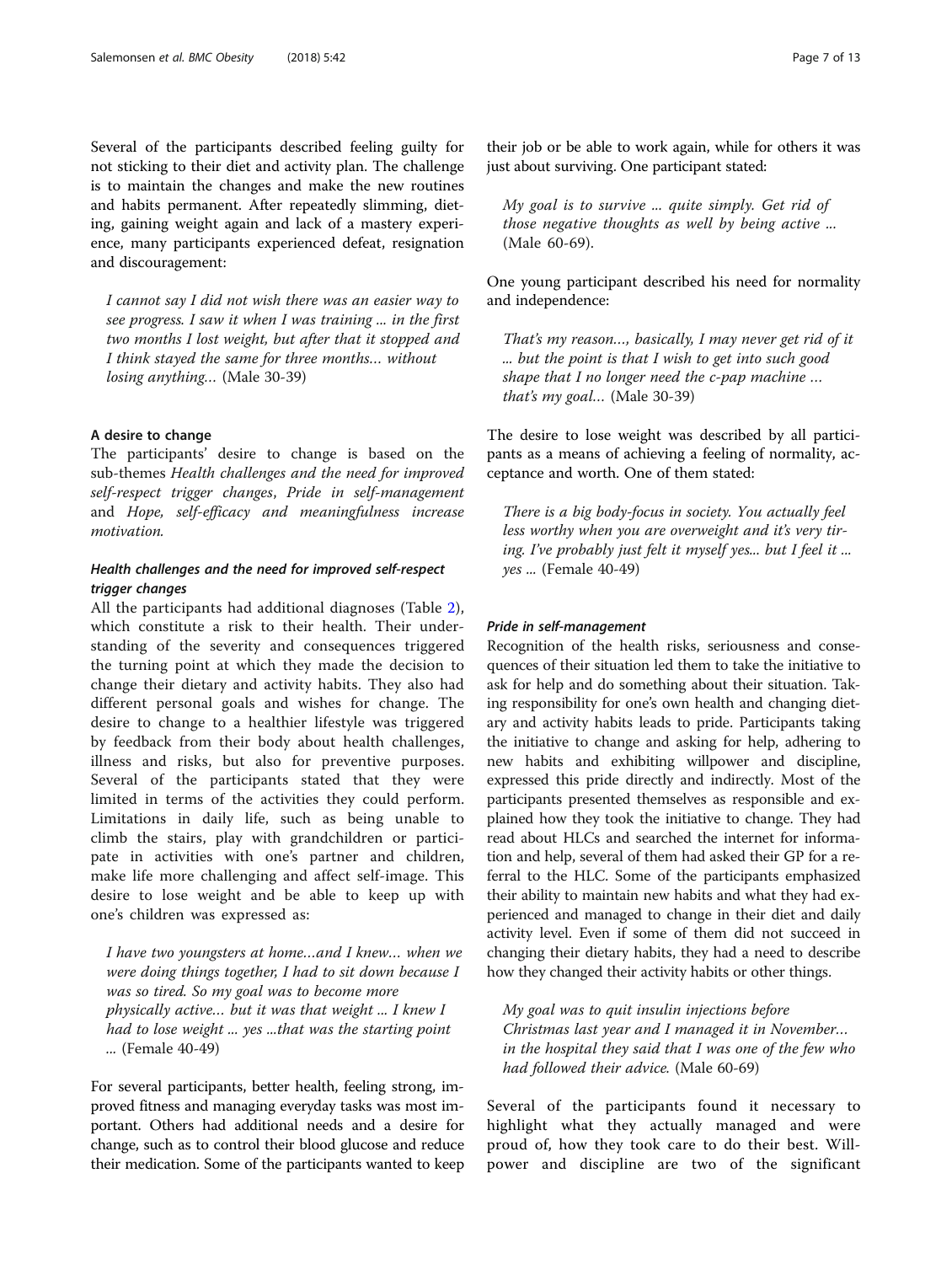Several of the participants described feeling guilty for not sticking to their diet and activity plan. The challenge is to maintain the changes and make the new routines and habits permanent. After repeatedly slimming, dieting, gaining weight again and lack of a mastery experience, many participants experienced defeat, resignation and discouragement:

> *I cannot say I did not wish there was an easier way to see progress. I saw it when I was training ... in the first two months I lost weight, but after that it stopped and I think stayed the same for three months… without losing anything…* (Male 30-39)

### A desire to change

The participants' desire to change is based on the sub-themes *Health challenges and the need for improved self-respect trigger changes*, *Pride in self-management* and *Hope, self-efficacy and meaningfulness increase motivation.*

#### *Health challenges and the need for improved self-respect trigger changes*

All the participants had additional diagnoses (Table 2), which constitute a risk to their health. Their understanding of the severity and consequences triggered the turning point at which they made the decision to change their dietary and activity habits. They also had different personal goals and wishes for change. The desire to change to a healthier lifestyle was triggered by feedback from their body about health challenges, illness and risks, but also for preventive purposes. Several of the participants stated that they were limited in terms of the activities they could perform. Limitations in daily life, such as being unable to climb the stairs, play with grandchildren or participate in activities with one's partner and children, make life more challenging and affect self-image. This desire to lose weight and be able to keep up with one's children was expressed as:

> *I have two youngsters at home…and I knew… when we were doing things together, I had to sit down because I was so tired. So my goal was to become more physically active… but it was that weight ... I knew I had to lose weight ... yes ...that was the starting point ...* (Female 40-49)

For several participants, better health, feeling strong, improved fitness and managing everyday tasks was most important. Others had additional needs and a desire for change, such as to control their blood glucose and reduce their medication. Some of the participants wanted to keep their job or be able to work again, while for others it was just about surviving. One participant stated:

> *My goal is to survive ... quite simply. Get rid of those negative thoughts as well by being active ...* (Male 60-69).

One young participant described his need for normality and independence:

> *That's my reason…, basically, I may never get rid of it ... but the point is that I wish to get into such good shape that I no longer need the c-pap machine … that's my goal…* (Male 30-39)

The desire to lose weight was described by all participants as a means of achieving a feeling of normality, acceptance and worth. One of them stated:

> *There is a big body-focus in society. You actually feel less worthy when you are overweight and it's very tiring. I've probably just felt it myself yes... but I feel it ... yes ...* (Female 40-49)

#### *Pride in self-management*

Recognition of the health risks, seriousness and consequences of their situation led them to take the initiative to ask for help and do something about their situation. Taking responsibility for one's own health and changing dietary and activity habits leads to pride. Participants taking the initiative to change and asking for help, adhering to new habits and exhibiting willpower and discipline, expressed this pride directly and indirectly. Most of the participants presented themselves as responsible and explained how they took the initiative to change. They had read about HLCs and searched the internet for information and help, several of them had asked their GP for a referral to the HLC. Some of the participants emphasized their ability to maintain new habits and what they had experienced and managed to change in their diet and daily activity level. Even if some of them did not succeed in changing their dietary habits, they had a need to describe how they changed their activity habits or other things.

> *My goal was to quit insulin injections before Christmas last year and I managed it in November… in the hospital they said that I was one of the few who had followed their advice.* (Male 60-69)

Several of the participants found it necessary to highlight what they actually managed and were proud of, how they took care to do their best. Willpower and discipline are two of the significant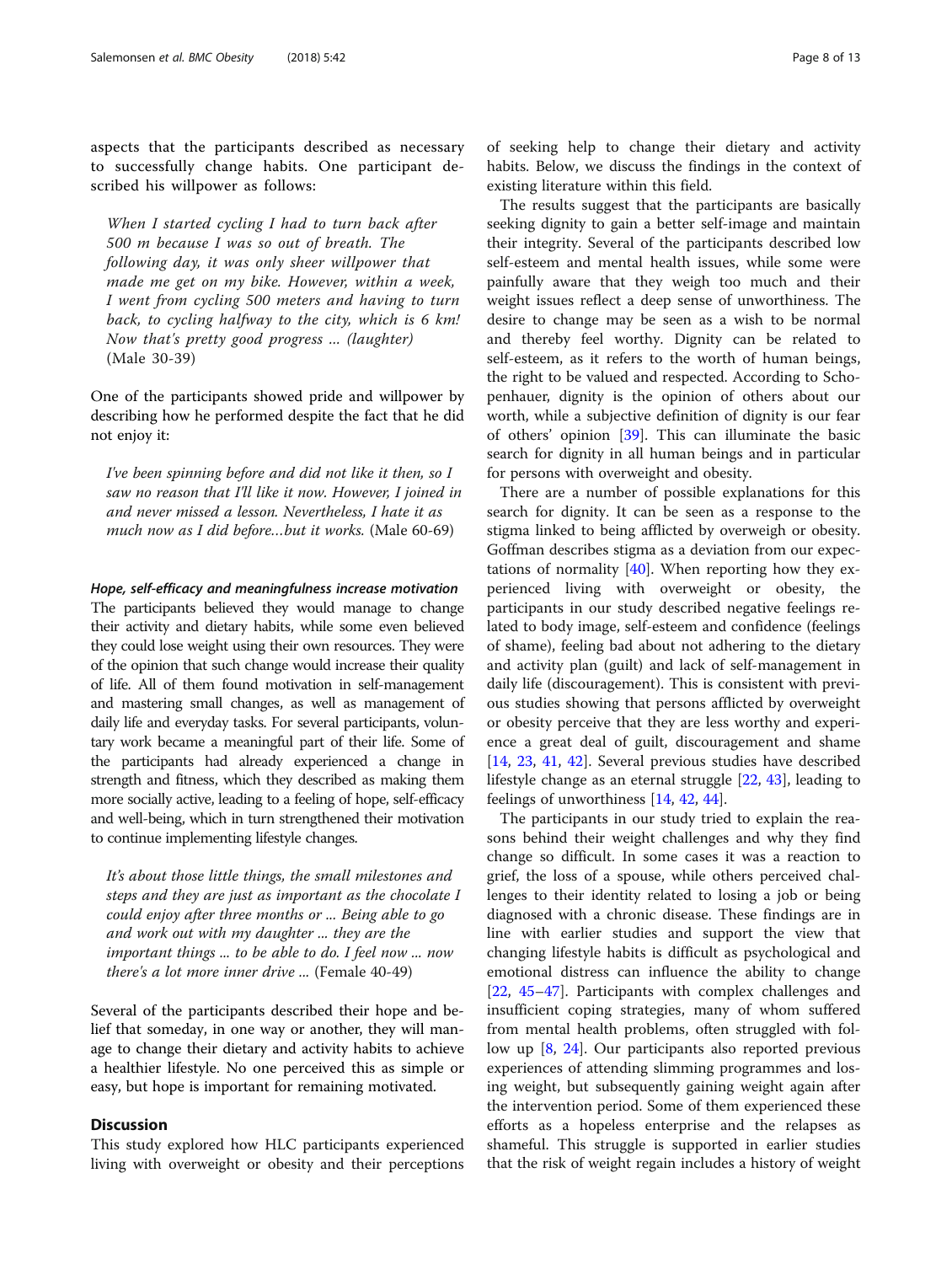aspects that the participants described as necessary to successfully change habits. One participant described his willpower as follows:

> *When I started cycling I had to turn back after 500 m because I was so out of breath. The following day, it was only sheer willpower that made me get on my bike. However, within a week, I went from cycling 500 meters and having to turn back, to cycling halfway to the city, which is 6 km! Now that's pretty good progress ... (laughter)* (Male 30-39)

One of the participants showed pride and willpower by describing how he performed despite the fact that he did not enjoy it:

> *I've been spinning before and did not like it then, so I saw no reason that I'll like it now. However, I joined in and never missed a lesson. Nevertheless, I hate it as much now as I did before…but it works.* (Male 60-69)

#### *Hope, self-efficacy and meaningfulness increase motivation*

The participants believed they would manage to change their activity and dietary habits, while some even believed they could lose weight using their own resources. They were of the opinion that such change would increase their quality of life. All of them found motivation in self-management and mastering small changes, as well as management of daily life and everyday tasks. For several participants, voluntary work became a meaningful part of their life. Some of the participants had already experienced a change in strength and fitness, which they described as making them more socially active, leading to a feeling of hope, self-efficacy and well-being, which in turn strengthened their motivation to continue implementing lifestyle changes.

> *It's about those little things, the small milestones and steps and they are just as important as the chocolate I could enjoy after three months or ... Being able to go and work out with my daughter ... they are the important things ... to be able to do. I feel now ... now there's a lot more inner drive ...* (Female 40-49)

Several of the participants described their hope and belief that someday, in one way or another, they will manage to change their dietary and activity habits to achieve a healthier lifestyle. No one perceived this as simple or easy, but hope is important for remaining motivated.

## Discussion

This study explored how HLC participants experienced living with overweight or obesity and their perceptions of seeking help to change their dietary and activity habits. Below, we discuss the findings in the context of existing literature within this field.

The results suggest that the participants are basically seeking dignity to gain a better self-image and maintain their integrity. Several of the participants described low self-esteem and mental health issues, while some were painfully aware that they weigh too much and their weight issues reflect a deep sense of unworthiness. The desire to change may be seen as a wish to be normal and thereby feel worthy. Dignity can be related to self-esteem, as it refers to the worth of human beings, the right to be valued and respected. According to Schopenhauer, dignity is the opinion of others about our worth, while a subjective definition of dignity is our fear of others' opinion [39]. This can illuminate the basic search for dignity in all human beings and in particular for persons with overweight and obesity.

There are a number of possible explanations for this search for dignity. It can be seen as a response to the stigma linked to being afflicted by overweigh or obesity. Goffman describes stigma as a deviation from our expectations of normality [40]. When reporting how they experienced living with overweight or obesity, the participants in our study described negative feelings related to body image, self-esteem and confidence (feelings of shame), feeling bad about not adhering to the dietary and activity plan (guilt) and lack of self-management in daily life (discouragement). This is consistent with previous studies showing that persons afflicted by overweight or obesity perceive that they are less worthy and experience a great deal of guilt, discouragement and shame [14, 23, 41, 42]. Several previous studies have described lifestyle change as an eternal struggle [22, 43], leading to feelings of unworthiness [14, 42, 44].

The participants in our study tried to explain the reasons behind their weight challenges and why they find change so difficult. In some cases it was a reaction to grief, the loss of a spouse, while others perceived challenges to their identity related to losing a job or being diagnosed with a chronic disease. These findings are in line with earlier studies and support the view that changing lifestyle habits is difficult as psychological and emotional distress can influence the ability to change [22, 45–47]. Participants with complex challenges and insufficient coping strategies, many of whom suffered from mental health problems, often struggled with follow up [8, 24]. Our participants also reported previous experiences of attending slimming programmes and losing weight, but subsequently gaining weight again after the intervention period. Some of them experienced these efforts as a hopeless enterprise and the relapses as shameful. This struggle is supported in earlier studies that the risk of weight regain includes a history of weight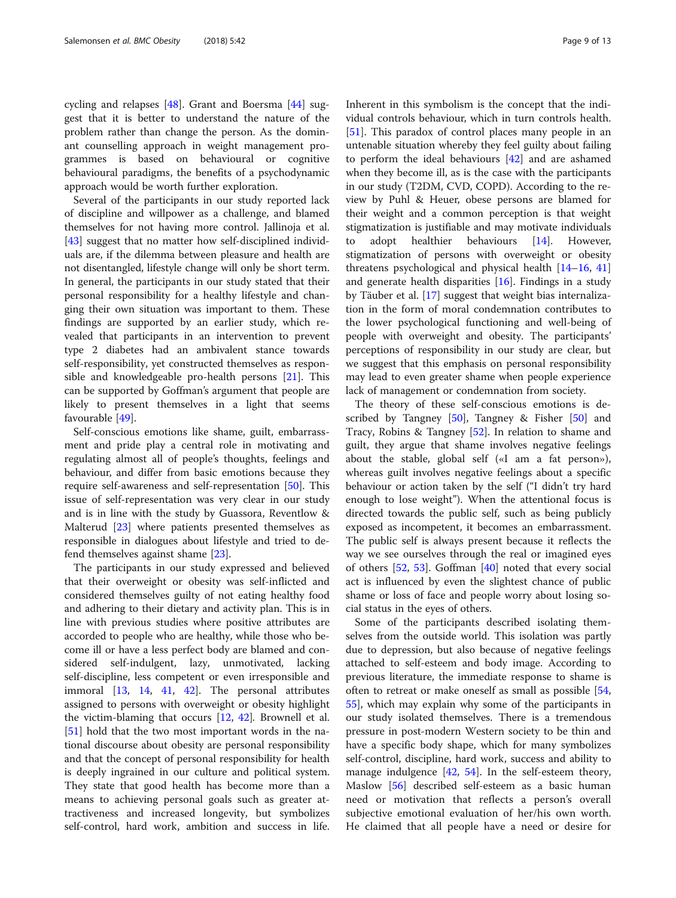cycling and relapses [48]. Grant and Boersma [44] suggest that it is better to understand the nature of the problem rather than change the person. As the dominant counselling approach in weight management programmes is based on behavioural or cognitive behavioural paradigms, the benefits of a psychodynamic approach would be worth further exploration.

Several of the participants in our study reported lack of discipline and willpower as a challenge, and blamed themselves for not having more control. Jallinoja et al. [43] suggest that no matter how self-disciplined individuals are, if the dilemma between pleasure and health are not disentangled, lifestyle change will only be short term. In general, the participants in our study stated that their personal responsibility for a healthy lifestyle and changing their own situation was important to them. These findings are supported by an earlier study, which revealed that participants in an intervention to prevent type 2 diabetes had an ambivalent stance towards self-responsibility, yet constructed themselves as responsible and knowledgeable pro-health persons [21]. This can be supported by Goffman's argument that people are likely to present themselves in a light that seems favourable [49].

Self-conscious emotions like shame, guilt, embarrassment and pride play a central role in motivating and regulating almost all of people's thoughts, feelings and behaviour, and differ from basic emotions because they require self-awareness and self-representation [50]. This issue of self-representation was very clear in our study and is in line with the study by Guassora, Reventlow & Malterud [23] where patients presented themselves as responsible in dialogues about lifestyle and tried to defend themselves against shame [23].

The participants in our study expressed and believed that their overweight or obesity was self-inflicted and considered themselves guilty of not eating healthy food and adhering to their dietary and activity plan. This is in line with previous studies where positive attributes are accorded to people who are healthy, while those who become ill or have a less perfect body are blamed and considered self-indulgent, lazy, unmotivated, lacking self-discipline, less competent or even irresponsible and immoral [13, 14, 41, 42]. The personal attributes assigned to persons with overweight or obesity highlight the victim-blaming that occurs [12, 42]. Brownell et al. [51] hold that the two most important words in the national discourse about obesity are personal responsibility and that the concept of personal responsibility for health is deeply ingrained in our culture and political system. They state that good health has become more than a means to achieving personal goals such as greater attractiveness and increased longevity, but symbolizes self-control, hard work, ambition and success in life. Inherent in this symbolism is the concept that the individual controls behaviour, which in turn controls health. [51]. This paradox of control places many people in an untenable situation whereby they feel guilty about failing to perform the ideal behaviours [42] and are ashamed when they become ill, as is the case with the participants in our study (T2DM, CVD, COPD). According to the review by Puhl & Heuer, obese persons are blamed for their weight and a common perception is that weight stigmatization is justifiable and may motivate individuals to adopt healthier behaviours [14]. However, stigmatization of persons with overweight or obesity threatens psychological and physical health [14–16, 41] and generate health disparities [16]. Findings in a study by Täuber et al. [17] suggest that weight bias internalization in the form of moral condemnation contributes to the lower psychological functioning and well-being of people with overweight and obesity. The participants' perceptions of responsibility in our study are clear, but we suggest that this emphasis on personal responsibility may lead to even greater shame when people experience lack of management or condemnation from society.

The theory of these self-conscious emotions is described by Tangney [50], Tangney & Fisher [50] and Tracy, Robins & Tangney [52]. In relation to shame and guilt, they argue that shame involves negative feelings about the stable, global self («I am a fat person»), whereas guilt involves negative feelings about a specific behaviour or action taken by the self ("I didn't try hard enough to lose weight"). When the attentional focus is directed towards the public self, such as being publicly exposed as incompetent, it becomes an embarrassment. The public self is always present because it reflects the way we see ourselves through the real or imagined eyes of others [52, 53]. Goffman [40] noted that every social act is influenced by even the slightest chance of public shame or loss of face and people worry about losing social status in the eyes of others.

Some of the participants described isolating themselves from the outside world. This isolation was partly due to depression, but also because of negative feelings attached to self-esteem and body image. According to previous literature, the immediate response to shame is often to retreat or make oneself as small as possible [54, 55], which may explain why some of the participants in our study isolated themselves. There is a tremendous pressure in post-modern Western society to be thin and have a specific body shape, which for many symbolizes self-control, discipline, hard work, success and ability to manage indulgence [42, 54]. In the self-esteem theory, Maslow [56] described self-esteem as a basic human need or motivation that reflects a person's overall subjective emotional evaluation of her/his own worth. He claimed that all people have a need or desire for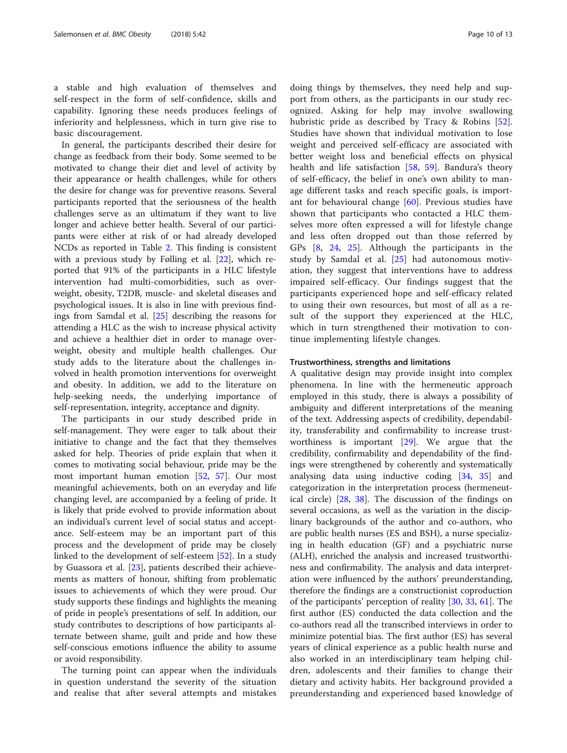a stable and high evaluation of themselves and self-respect in the form of self-confidence, skills and capability. Ignoring these needs produces feelings of inferiority and helplessness, which in turn give rise to basic discouragement.

In general, the participants described their desire for change as feedback from their body. Some seemed to be motivated to change their diet and level of activity by their appearance or health challenges, while for others the desire for change was for preventive reasons. Several participants reported that the seriousness of the health challenges serve as an ultimatum if they want to live longer and achieve better health. Several of our participants were either at risk of or had already developed NCDs as reported in Table 2. This finding is consistent with a previous study by Følling et al. [22], which reported that 91% of the participants in a HLC lifestyle intervention had multi-comorbidities, such as overweight, obesity, T2DB, muscle- and skeletal diseases and psychological issues. It is also in line with previous findings from Samdal et al. [25] describing the reasons for attending a HLC as the wish to increase physical activity and achieve a healthier diet in order to manage overweight, obesity and multiple health challenges. Our study adds to the literature about the challenges involved in health promotion interventions for overweight and obesity. In addition, we add to the literature on help-seeking needs, the underlying importance of self-representation, integrity, acceptance and dignity.

The participants in our study described pride in self-management. They were eager to talk about their initiative to change and the fact that they themselves asked for help. Theories of pride explain that when it comes to motivating social behaviour, pride may be the most important human emotion [52, 57]. Our most meaningful achievements, both on an everyday and life changing level, are accompanied by a feeling of pride. It is likely that pride evolved to provide information about an individual's current level of social status and acceptance. Self-esteem may be an important part of this process and the development of pride may be closely linked to the development of self-esteem [52]. In a study by Guassora et al. [23], patients described their achievements as matters of honour, shifting from problematic issues to achievements of which they were proud. Our study supports these findings and highlights the meaning of pride in people's presentations of self. In addition, our study contributes to descriptions of how participants alternate between shame, guilt and pride and how these self-conscious emotions influence the ability to assume or avoid responsibility.

The turning point can appear when the individuals in question understand the severity of the situation and realise that after several attempts and mistakes doing things by themselves, they need help and support from others, as the participants in our study recognized. Asking for help may involve swallowing hubristic pride as described by Tracy & Robins [52]. Studies have shown that individual motivation to lose weight and perceived self-efficacy are associated with better weight loss and beneficial effects on physical health and life satisfaction [58, 59]. Bandura's theory of self-efficacy, the belief in one's own ability to manage different tasks and reach specific goals, is important for behavioural change [60]. Previous studies have shown that participants who contacted a HLC themselves more often expressed a will for lifestyle change and less often dropped out than those referred by GPs [8, 24, 25]. Although the participants in the study by Samdal et al. [25] had autonomous motivation, they suggest that interventions have to address impaired self-efficacy. Our findings suggest that the participants experienced hope and self-efficacy related to using their own resources, but most of all as a result of the support they experienced at the HLC, which in turn strengthened their motivation to continue implementing lifestyle changes.

### Trustworthiness, strengths and limitations

A qualitative design may provide insight into complex phenomena. In line with the hermeneutic approach employed in this study, there is always a possibility of ambiguity and different interpretations of the meaning of the text. Addressing aspects of credibility, dependability, transferability and confirmability to increase trustworthiness is important [29]. We argue that the credibility, confirmability and dependability of the findings were strengthened by coherently and systematically analysing data using inductive coding [34, 35] and categorization in the interpretation process (hermeneutical circle) [28, 38]. The discussion of the findings on several occasions, as well as the variation in the disciplinary backgrounds of the author and co-authors, who are public health nurses (ES and BSH), a nurse specializing in health education (GF) and a psychiatric nurse (ALH), enriched the analysis and increased trustworthiness and confirmability. The analysis and data interpretation were influenced by the authors' preunderstanding, therefore the findings are a constructionist coproduction of the participants' perception of reality [30, 33, 61]. The first author (ES) conducted the data collection and the co-authors read all the transcribed interviews in order to minimize potential bias. The first author (ES) has several years of clinical experience as a public health nurse and also worked in an interdisciplinary team helping children, adolescents and their families to change their dietary and activity habits. Her background provided a preunderstanding and experienced based knowledge of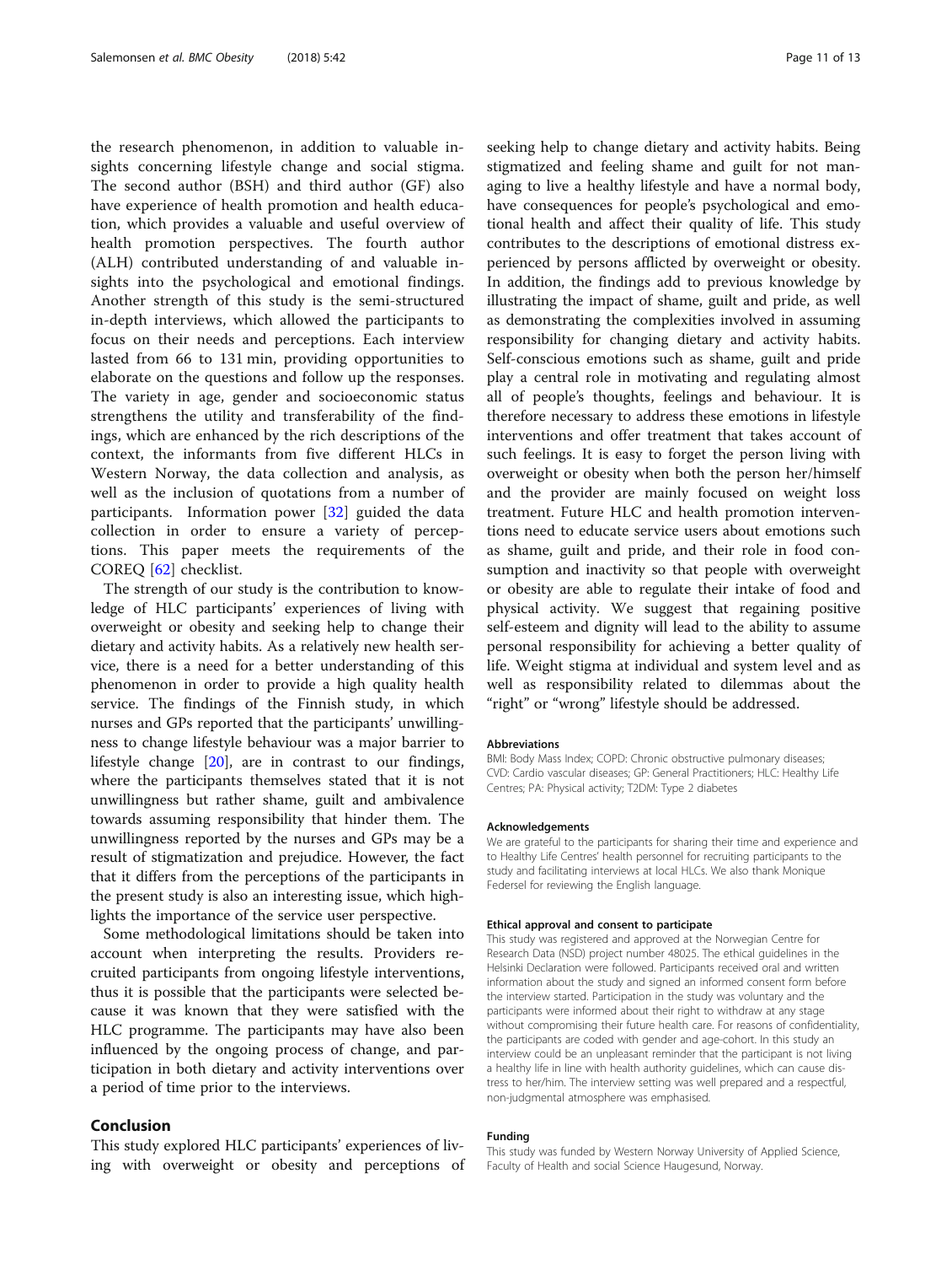the research phenomenon, in addition to valuable insights concerning lifestyle change and social stigma. The second author (BSH) and third author (GF) also have experience of health promotion and health education, which provides a valuable and useful overview of health promotion perspectives. The fourth author (ALH) contributed understanding of and valuable insights into the psychological and emotional findings. Another strength of this study is the semi-structured in-depth interviews, which allowed the participants to focus on their needs and perceptions. Each interview lasted from 66 to 131 min, providing opportunities to elaborate on the questions and follow up the responses. The variety in age, gender and socioeconomic status strengthens the utility and transferability of the findings, which are enhanced by the rich descriptions of the context, the informants from five different HLCs in Western Norway, the data collection and analysis, as well as the inclusion of quotations from a number of participants. Information power [32] guided the data collection in order to ensure a variety of perceptions. This paper meets the requirements of the COREQ [62] checklist.

The strength of our study is the contribution to knowledge of HLC participants' experiences of living with overweight or obesity and seeking help to change their dietary and activity habits. As a relatively new health service, there is a need for a better understanding of this phenomenon in order to provide a high quality health service. The findings of the Finnish study, in which nurses and GPs reported that the participants' unwillingness to change lifestyle behaviour was a major barrier to lifestyle change [20], are in contrast to our findings, where the participants themselves stated that it is not unwillingness but rather shame, guilt and ambivalence towards assuming responsibility that hinder them. The unwillingness reported by the nurses and GPs may be a result of stigmatization and prejudice. However, the fact that it differs from the perceptions of the participants in the present study is also an interesting issue, which highlights the importance of the service user perspective.

Some methodological limitations should be taken into account when interpreting the results. Providers recruited participants from ongoing lifestyle interventions, thus it is possible that the participants were selected because it was known that they were satisfied with the HLC programme. The participants may have also been influenced by the ongoing process of change, and participation in both dietary and activity interventions over a period of time prior to the interviews.

## Conclusion

This study explored HLC participants' experiences of living with overweight or obesity and perceptions of seeking help to change dietary and activity habits. Being stigmatized and feeling shame and guilt for not managing to live a healthy lifestyle and have a normal body, have consequences for people's psychological and emotional health and affect their quality of life. This study contributes to the descriptions of emotional distress experienced by persons afflicted by overweight or obesity. In addition, the findings add to previous knowledge by illustrating the impact of shame, guilt and pride, as well as demonstrating the complexities involved in assuming responsibility for changing dietary and activity habits. Self-conscious emotions such as shame, guilt and pride play a central role in motivating and regulating almost all of people's thoughts, feelings and behaviour. It is therefore necessary to address these emotions in lifestyle interventions and offer treatment that takes account of such feelings. It is easy to forget the person living with overweight or obesity when both the person her/himself and the provider are mainly focused on weight loss treatment. Future HLC and health promotion interventions need to educate service users about emotions such as shame, guilt and pride, and their role in food consumption and inactivity so that people with overweight or obesity are able to regulate their intake of food and physical activity. We suggest that regaining positive self-esteem and dignity will lead to the ability to assume personal responsibility for achieving a better quality of life. Weight stigma at individual and system level and as well as responsibility related to dilemmas about the "right" or "wrong" lifestyle should be addressed.

#### Abbreviations

BMI: Body Mass Index; COPD: Chronic obstructive pulmonary diseases; CVD: Cardio vascular diseases; GP: General Practitioners; HLC: Healthy Life Centres; PA: Physical activity; T2DM: Type 2 diabetes

#### Acknowledgements

We are grateful to the participants for sharing their time and experience and to Healthy Life Centres' health personnel for recruiting participants to the study and facilitating interviews at local HLCs. We also thank Monique Federsel for reviewing the English language.

#### Ethical approval and consent to participate

This study was registered and approved at the Norwegian Centre for Research Data (NSD) project number 48025. The ethical guidelines in the Helsinki Declaration were followed. Participants received oral and written information about the study and signed an informed consent form before the interview started. Participation in the study was voluntary and the participants were informed about their right to withdraw at any stage without compromising their future health care. For reasons of confidentiality, the participants are coded with gender and age-cohort. In this study an interview could be an unpleasant reminder that the participant is not living a healthy life in line with health authority guidelines, which can cause distress to her/him. The interview setting was well prepared and a respectful, non-judgmental atmosphere was emphasised.

#### Funding

This study was funded by Western Norway University of Applied Science, Faculty of Health and social Science Haugesund, Norway.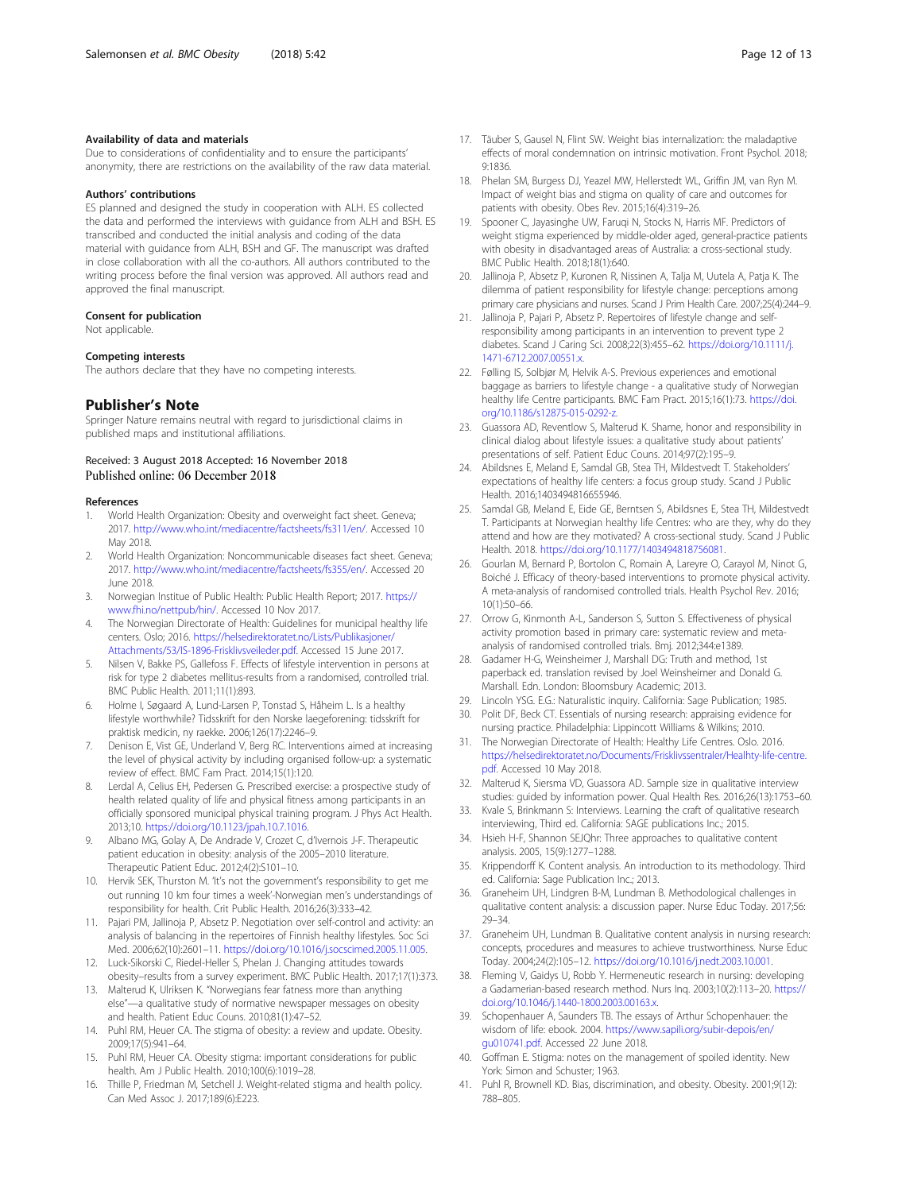#### Availability of data and materials

Due to considerations of confidentiality and to ensure the participants' anonymity, there are restrictions on the availability of the raw data material.

#### Authors' contributions

ES planned and designed the study in cooperation with ALH. ES collected the data and performed the interviews with guidance from ALH and BSH. ES transcribed and conducted the initial analysis and coding of the data material with guidance from ALH, BSH and GF. The manuscript was drafted in close collaboration with all the co-authors. All authors contributed to the writing process before the final version was approved. All authors read and approved the final manuscript.

#### Consent for publication

Not applicable.

#### Competing interests

The authors declare that they have no competing interests.

## Publisher's Note

Springer Nature remains neutral with regard to jurisdictional claims in published maps and institutional affiliations.

Received: 3 August 2018 Accepted: 16 November 2018
Published online: 06 December 2018

#### References

1. World Health Organization: Obesity and overweight fact sheet. Geneva; 2017. http://www.who.int/mediacentre/factsheets/fs311/en/. Accessed 10 May 2018.
2. World Health Organization: Noncommunicable diseases fact sheet. Geneva; 2017. http://www.who.int/mediacentre/factsheets/fs355/en/. Accessed 20 June 2018.
3. Norwegian Institue of Public Health: Public Health Report; 2017. https://www.fhi.no/nettpub/hin/. Accessed 10 Nov 2017.
4. The Norwegian Directorate of Health: Guidelines for municipal healthy life centers. Oslo; 2016. https://helsedirektoratet.no/Lists/Publikasjoner/Attachments/53/IS-1896-Frisklivsveileder.pdf. Accessed 15 June 2017.
5. Nilsen V, Bakke PS, Gallefoss F. Effects of lifestyle intervention in persons at risk for type 2 diabetes mellitus-results from a randomised, controlled trial. BMC Public Health. 2011;11(1):893.
6. Holme I, Søgaard A, Lund-Larsen P, Tonstad S, Håheim L. Is a healthy lifestyle worthwhile? Tidsskrift for den Norske laegeforening: tidsskrift for praktisk medicin, ny raekke. 2006;126(17):2246–9.
7. Denison E, Vist GE, Underland V, Berg RC. Interventions aimed at increasing the level of physical activity by including organised follow-up: a systematic review of effect. BMC Fam Pract. 2014;15(1):120.
8. Lerdal A, Celius EH, Pedersen G. Prescribed exercise: a prospective study of health related quality of life and physical fitness among participants in an officially sponsored municipal physical training program. J Phys Act Health. 2013;10. https://doi.org/10.1123/jpah.10.7.1016.
9. Albano MG, Golay A, De Andrade V, Crozet C, d'Ivernois J-F. Therapeutic patient education in obesity: analysis of the 2005–2010 literature. Therapeutic Patient Educ. 2012;4(2):S101–10.
10. Hervik SEK, Thurston M. 'It's not the government's responsibility to get me out running 10 km four times a week'-Norwegian men's understandings of responsibility for health. Crit Public Health. 2016;26(3):333–42.
11. Pajari PM, Jallinoja P, Absetz P. Negotiation over self-control and activity: an analysis of balancing in the repertoires of Finnish healthy lifestyles. Soc Sci Med. 2006;62(10):2601–11. https://doi.org/10.1016/j.socscimed.2005.11.005.
12. Luck-Sikorski C, Riedel-Heller S, Phelan J. Changing attitudes towards obesity–results from a survey experiment. BMC Public Health. 2017;17(1):373.
13. Malterud K, Ulriksen K. "Norwegians fear fatness more than anything else"—a qualitative study of normative newspaper messages on obesity and health. Patient Educ Couns. 2010;81(1):47–52.
14. Puhl RM, Heuer CA. The stigma of obesity: a review and update. Obesity. 2009;17(5):941–64.
15. Puhl RM, Heuer CA. Obesity stigma: important considerations for public health. Am J Public Health. 2010;100(6):1019–28.
16. Thille P, Friedman M, Setchell J. Weight-related stigma and health policy. Can Med Assoc J. 2017;189(6):E223.
17. Täuber S, Gausel N, Flint SW. Weight bias internalization: the maladaptive effects of moral condemnation on intrinsic motivation. Front Psychol. 2018; 9:1836.
18. Phelan SM, Burgess DJ, Yeazel MW, Hellerstedt WL, Griffin JM, van Ryn M. Impact of weight bias and stigma on quality of care and outcomes for patients with obesity. Obes Rev. 2015;16(4):319–26.
19. Spooner C, Jayasinghe UW, Faruqi N, Stocks N, Harris MF. Predictors of weight stigma experienced by middle-older aged, general-practice patients with obesity in disadvantaged areas of Australia: a cross-sectional study. BMC Public Health. 2018;18(1):640.
20. Jallinoja P, Absetz P, Kuronen R, Nissinen A, Talja M, Uutela A, Patja K. The dilemma of patient responsibility for lifestyle change: perceptions among primary care physicians and nurses. Scand J Prim Health Care. 2007;25(4):244–9.
21. Jallinoja P, Pajari P, Absetz P. Repertoires of lifestyle change and self-responsibility among participants in an intervention to prevent type 2 diabetes. Scand J Caring Sci. 2008;22(3):455–62. https://doi.org/10.1111/j.1471-6712.2007.00551.x.
22. Følling IS, Solbjør M, Helvik A-S. Previous experiences and emotional baggage as barriers to lifestyle change - a qualitative study of Norwegian healthy life Centre participants. BMC Fam Pract. 2015;16(1):73. https://doi.org/10.1186/s12875-015-0292-z.
23. Guassora AD, Reventlow S, Malterud K. Shame, honor and responsibility in clinical dialog about lifestyle issues: a qualitative study about patients' presentations of self. Patient Educ Couns. 2014;97(2):195–9.
24. Abildsnes E, Meland E, Samdal GB, Stea TH, Mildestvedt T. Stakeholders' expectations of healthy life centers: a focus group study. Scand J Public Health. 2016;1403494816655946.
25. Samdal GB, Meland E, Eide GE, Berntsen S, Abildsnes E, Stea TH, Mildestvedt T. Participants at Norwegian healthy life Centres: who are they, why do they attend and how are they motivated? A cross-sectional study. Scand J Public Health. 2018. https://doi.org/10.1177/1403494818756081.
26. Gourlan M, Bernard P, Bortolon C, Romain A, Lareyre O, Carayol M, Ninot G, Boiché J. Efficacy of theory-based interventions to promote physical activity. A meta-analysis of randomised controlled trials. Health Psychol Rev. 2016; 10(1):50–66.
27. Orrow G, Kinmonth A-L, Sanderson S, Sutton S. Effectiveness of physical activity promotion based in primary care: systematic review and meta-analysis of randomised controlled trials. Bmj. 2012;344:e1389.
28. Gadamer H-G, Weinsheimer J, Marshall DG: Truth and method, 1st paperback ed. translation revised by Joel Weinsheimer and Donald G. Marshall. Edn. London: Bloomsbury Academic; 2013.
29. Lincoln YSG. E.G.: Naturalistic inquiry. California: Sage Publication; 1985.
30. Polit DF, Beck CT. Essentials of nursing research: appraising evidence for nursing practice. Philadelphia: Lippincott Williams & Wilkins; 2010.
31. The Norwegian Directorate of Health: Healthy Life Centres. Oslo. 2016. https://helsedirektoratet.no/Documents/Frisklivssentraler/Healhty-life-centre.pdf. Accessed 10 May 2018.
32. Malterud K, Siersma VD, Guassora AD. Sample size in qualitative interview studies: guided by information power. Qual Health Res. 2016;26(13):1753–60.
33. Kvale S, Brinkmann S: Interviews. Learning the craft of qualitative research interviewing, Third ed. California: SAGE publications Inc.; 2015.
34. Hsieh H-F, Shannon SEJQhr: Three approaches to qualitative content analysis. 2005, 15(9):1277–1288.
35. Krippendorff K. Content analysis. An introduction to its methodology. Third ed. California: Sage Publication Inc.; 2013.
36. Graneheim UH, Lindgren B-M, Lundman B. Methodological challenges in qualitative content analysis: a discussion paper. Nurse Educ Today. 2017;56: 29–34.
37. Graneheim UH, Lundman B. Qualitative content analysis in nursing research: concepts, procedures and measures to achieve trustworthiness. Nurse Educ Today. 2004;24(2):105–12. https://doi.org/10.1016/j.nedt.2003.10.001.
38. Fleming V, Gaidys U, Robb Y. Hermeneutic research in nursing: developing a Gadamerian-based research method. Nurs Inq. 2003;10(2):113–20. https://doi.org/10.1046/j.1440-1800.2003.00163.x.
39. Schopenhauer A, Saunders TB. The essays of Arthur Schopenhauer: the wisdom of life: ebook. 2004. https://www.sapili.org/subir-depois/en/gu010741.pdf. Accessed 22 June 2018.
40. Goffman E. Stigma: notes on the management of spoiled identity. New York: Simon and Schuster; 1963.
41. Puhl R, Brownell KD. Bias, discrimination, and obesity. Obesity. 2001;9(12): 788–805.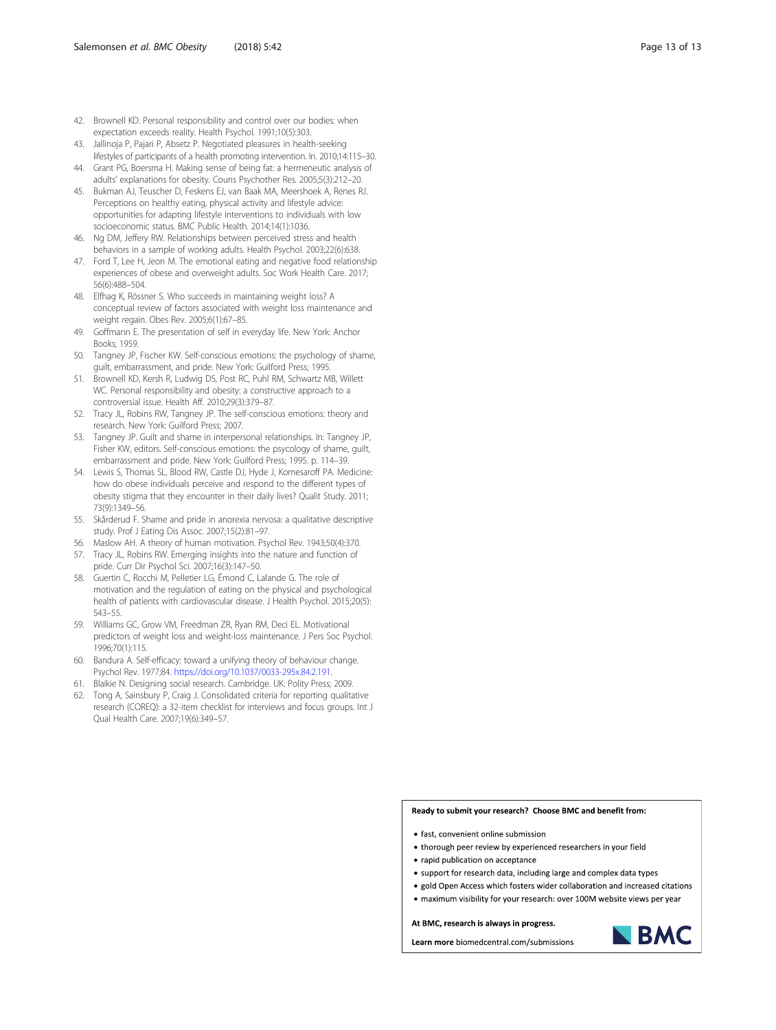42. Brownell KD. Personal responsibility and control over our bodies: when expectation exceeds reality. Health Psychol. 1991;10(5):303.
43. Jallinoja P, Pajari P, Absetz P. Negotiated pleasures in health-seeking lifestyles of participants of a health promoting intervention. In. 2010;14:115–30.
44. Grant PG, Boersma H. Making sense of being fat: a hermeneutic analysis of adults' explanations for obesity. Couns Psychother Res. 2005;5(3):212–20.
45. Bukman AJ, Teuscher D, Feskens EJ, van Baak MA, Meershoek A, Renes RJ. Perceptions on healthy eating, physical activity and lifestyle advice: opportunities for adapting lifestyle interventions to individuals with low socioeconomic status. BMC Public Health. 2014;14(1):1036.
46. Ng DM, Jeffery RW. Relationships between perceived stress and health behaviors in a sample of working adults. Health Psychol. 2003;22(6):638.
47. Ford T, Lee H, Jeon M. The emotional eating and negative food relationship experiences of obese and overweight adults. Soc Work Health Care. 2017; 56(6):488–504.
48. Elfhag K, Rössner S. Who succeeds in maintaining weight loss? A conceptual review of factors associated with weight loss maintenance and weight regain. Obes Rev. 2005;6(1):67–85.
49. Goffmann E. The presentation of self in everyday life. New York: Anchor Books; 1959.
50. Tangney JP, Fischer KW. Self-conscious emotions: the psychology of shame, guilt, embarrassment, and pride. New York: Guilford Press; 1995.
51. Brownell KD, Kersh R, Ludwig DS, Post RC, Puhl RM, Schwartz MB, Willett WC. Personal responsibility and obesity: a constructive approach to a controversial issue. Health Aff. 2010;29(3):379–87.
52. Tracy JL, Robins RW, Tangney JP. The self-conscious emotions: theory and research. New York: Guilford Press; 2007.
53. Tangney JP. Guilt and shame in interpersonal relationships. In: Tangney JP, Fisher KW, editors. Self-conscious emotions: the psycology of shame, guilt, embarrassment and pride. New York: Guilford Press; 1995. p. 114–39.
54. Lewis S, Thomas SL, Blood RW, Castle DJ, Hyde J, Komesaroff PA. Medicine: how do obese individuals perceive and respond to the different types of obesity stigma that they encounter in their daily lives? Qualit Study. 2011; 73(9):1349–56.
55. Skårderud F. Shame and pride in anorexia nervosa: a qualitative descriptive study. Prof J Eating Dis Assoc. 2007;15(2):81–97.
56. Maslow AH. A theory of human motivation. Psychol Rev. 1943;50(4):370.
57. Tracy JL, Robins RW. Emerging insights into the nature and function of pride. Curr Dir Psychol Sci. 2007;16(3):147–50.
58. Guertin C, Rocchi M, Pelletier LG, Émond C, Lalande G. The role of motivation and the regulation of eating on the physical and psychological health of patients with cardiovascular disease. J Health Psychol. 2015;20(5): 543–55.
59. Williams GC, Grow VM, Freedman ZR, Ryan RM, Deci EL. Motivational predictors of weight loss and weight-loss maintenance. J Pers Soc Psychol. 1996;70(1):115.
60. Bandura A. Self-efficacy: toward a unifying theory of behaviour change. Psychol Rev. 1977;84. https://doi.org/10.1037/0033-295x.84.2.191.
61. Blaikie N. Designing social research. Cambridge. UK: Polity Press; 2009.
62. Tong A, Sainsbury P, Craig J. Consolidated criteria for reporting qualitative research (COREQ): a 32-item checklist for interviews and focus groups. Int J Qual Health Care. 2007;19(6):349–57.

**Ready to submit your research? Choose BMC and benefit from:**

- fast, convenient online submission
- thorough peer review by experienced researchers in your field
- rapid publication on acceptance
- support for research data, including large and complex data types
- gold Open Access which fosters wider collaboration and increased citations
- maximum visibility for your research: over 100M website views per year

**At BMC, research is always in progress.**

**Learn more** biomedcentral.com/submissions

BMC